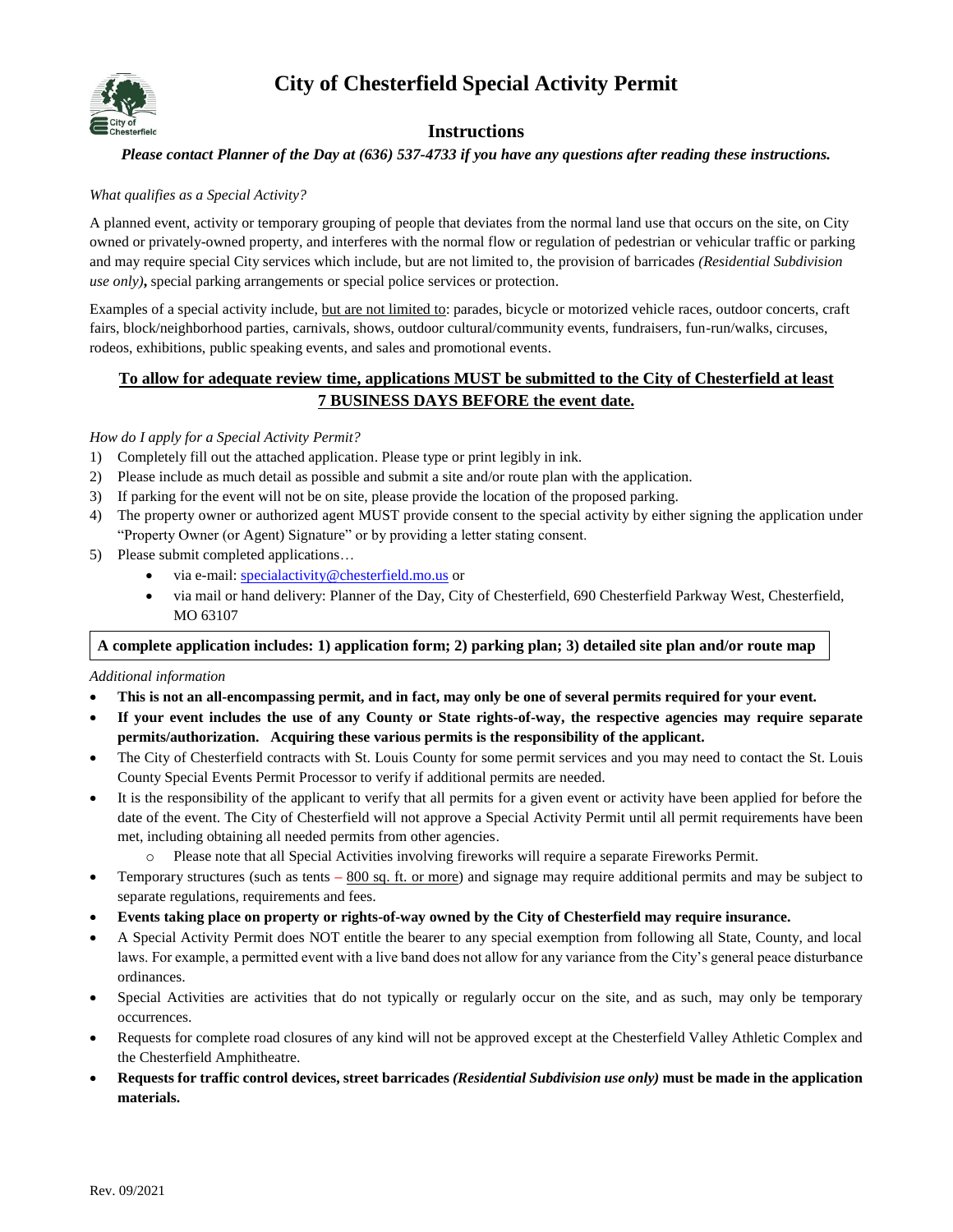# City of Chesterfield Special Activity Permit

## Instructions

***Please contact Planner of the Day at (636) 537-4733 if you have any questions after reading these instructions.***

*What qualifies as a Special Activity?*

A planned event, activity or temporary grouping of people that deviates from the normal land use that occurs on the site, on City owned or privately-owned property, and interferes with the normal flow or regulation of pedestrian or vehicular traffic or parking and may require special City services which include, but are not limited to, the provision of barricades *(Residential Subdivision use only)***,** special parking arrangements or special police services or protection.

Examples of a special activity include, <u>but are not limited to</u>: parades, bicycle or motorized vehicle races, outdoor concerts, craft fairs, block/neighborhood parties, carnivals, shows, outdoor cultural/community events, fundraisers, fun-run/walks, circuses, rodeos, exhibitions, public speaking events, and sales and promotional events.

**<u>To allow for adequate review time, applications MUST be submitted to the City of Chesterfield at least 7 BUSINESS DAYS BEFORE the event date.</u>**

*How do I apply for a Special Activity Permit?*

1) Completely fill out the attached application. Please type or print legibly in ink.
2) Please include as much detail as possible and submit a site and/or route plan with the application.
3) If parking for the event will not be on site, please provide the location of the proposed parking.
4) The property owner or authorized agent MUST provide consent to the special activity by either signing the application under "Property Owner (or Agent) Signature" or by providing a letter stating consent.
5) Please submit completed applications…
   - via e-mail: specialactivity@chesterfield.mo.us or
   - via mail or hand delivery: Planner of the Day, City of Chesterfield, 690 Chesterfield Parkway West, Chesterfield, MO 63107

**A complete application includes: 1) application form; 2) parking plan; 3) detailed site plan and/or route map**

*Additional information*

- **This is not an all-encompassing permit, and in fact, may only be one of several permits required for your event.**
- **If your event includes the use of any County or State rights-of-way, the respective agencies may require separate permits/authorization. Acquiring these various permits is the responsibility of the applicant.**
- The City of Chesterfield contracts with St. Louis County for some permit services and you may need to contact the St. Louis County Special Events Permit Processor to verify if additional permits are needed.
- It is the responsibility of the applicant to verify that all permits for a given event or activity have been applied for before the date of the event. The City of Chesterfield will not approve a Special Activity Permit until all permit requirements have been met, including obtaining all needed permits from other agencies.
  - Please note that all Special Activities involving fireworks will require a separate Fireworks Permit.
- Temporary structures (such as tents – <u>800 sq. ft. or more</u>) and signage may require additional permits and may be subject to separate regulations, requirements and fees.
- **Events taking place on property or rights-of-way owned by the City of Chesterfield may require insurance.**
- A Special Activity Permit does NOT entitle the bearer to any special exemption from following all State, County, and local laws. For example, a permitted event with a live band does not allow for any variance from the City's general peace disturbance ordinances.
- Special Activities are activities that do not typically or regularly occur on the site, and as such, may only be temporary occurrences.
- Requests for complete road closures of any kind will not be approved except at the Chesterfield Valley Athletic Complex and the Chesterfield Amphitheatre.
- **Requests for traffic control devices, street barricades *(Residential Subdivision use only)* must be made in the application materials.**

Rev. 09/2021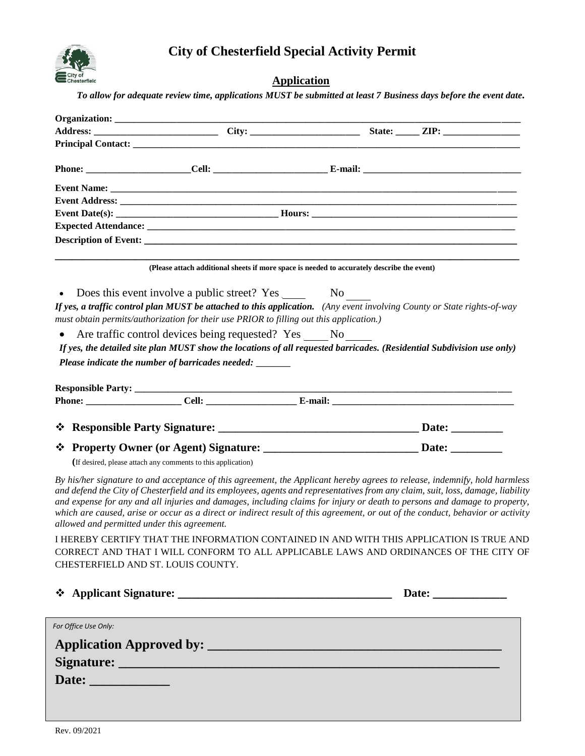# City of Chesterfield Special Activity Permit

## Application

***To allow for adequate review time, applications MUST be submitted at least 7 Business days before the event date.***

**Organization:** ____________________________________________________________________________

**Address:** __________________________ **City:** _______________________ **State:** _____ **ZIP:** ________________

**Principal Contact:** ________________________________________________________________________

**Phone:** ______________________**Cell:** _______________________ **E-mail:** _______________________________

**Event Name:** _____________________________________________________________________________

**Event Address:** ___________________________________________________________________________

**Event Date(s):** _________________________________ **Hours:** ___________________________________________

**Expected Attendance:** ______________________________________________________________________

**Description of Event:** _____________________________________________________________________

______________________________________________________________________________________________

**(Please attach additional sheets if more space is needed to accurately describe the event)**

- Does this event involve a public street? Yes ____ No ____

***If yes, a traffic control plan MUST be attached to this application.*** *(Any event involving County or State rights-of-way must obtain permits/authorization for their use PRIOR to filling out this application.)*

- Are traffic control devices being requested? Yes ____ No ____

***If yes, the detailed site plan MUST show the locations of all requested barricades. (Residential Subdivision use only)***

***Please indicate the number of barricades needed: _______***

**Responsible Party:** ________________________________________________________________________

**Phone:** ____________________ **Cell:** ___________________ **E-mail:** ______________________________________

- ❖ **Responsible Party Signature: ___________________________________ Date: _________**
- ❖ **Property Owner (or Agent) Signature: ___________________________ Date: _________**

(If desired, please attach any comments to this application)

*By his/her signature to and acceptance of this agreement, the Applicant hereby agrees to release, indemnify, hold harmless and defend the City of Chesterfield and its employees, agents and representatives from any claim, suit, loss, damage, liability and expense for any and all injuries and damages, including claims for injury or death to persons and damage to property, which are caused, arise or occur as a direct or indirect result of this agreement, or out of the conduct, behavior or activity allowed and permitted under this agreement.*

I HEREBY CERTIFY THAT THE INFORMATION CONTAINED IN AND WITH THIS APPLICATION IS TRUE AND CORRECT AND THAT I WILL CONFORM TO ALL APPLICABLE LAWS AND ORDINANCES OF THE CITY OF CHESTERFIELD AND ST. LOUIS COUNTY.

- ❖ **Applicant Signature: _____________________________________ Date: _____________**

*For Office Use Only:*

**Application Approved by: _____________________________________________**

**Signature: ________________________________________________________**

**Date: ____________**

Rev. 09/2021